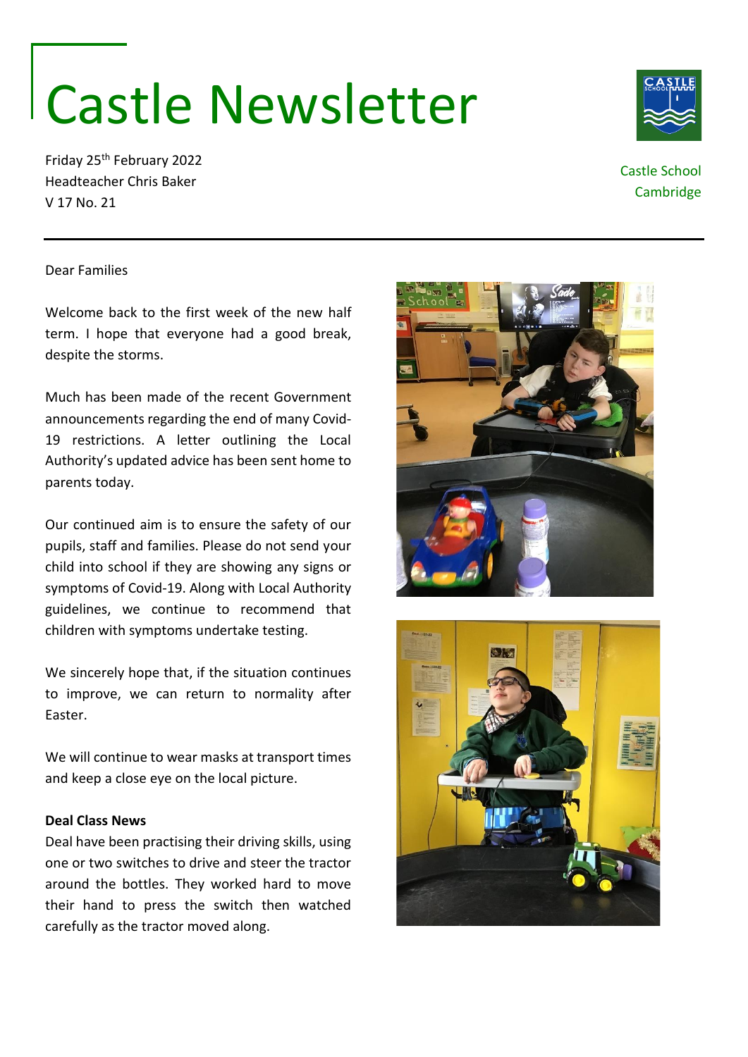# Castle Newsletter

Friday 25th February 2022
Headteacher Chris Baker
V 17 No. 21

Castle School
Cambridge

---

Dear Families

Welcome back to the first week of the new half term. I hope that everyone had a good break, despite the storms.

Much has been made of the recent Government announcements regarding the end of many Covid-19 restrictions. A letter outlining the Local Authority's updated advice has been sent home to parents today.

Our continued aim is to ensure the safety of our pupils, staff and families. Please do not send your child into school if they are showing any signs or symptoms of Covid-19. Along with Local Authority guidelines, we continue to recommend that children with symptoms undertake testing.

We sincerely hope that, if the situation continues to improve, we can return to normality after Easter.

We will continue to wear masks at transport times and keep a close eye on the local picture.

**Deal Class News**

Deal have been practising their driving skills, using one or two switches to drive and steer the tractor around the bottles. They worked hard to move their hand to press the switch then watched carefully as the tractor moved along.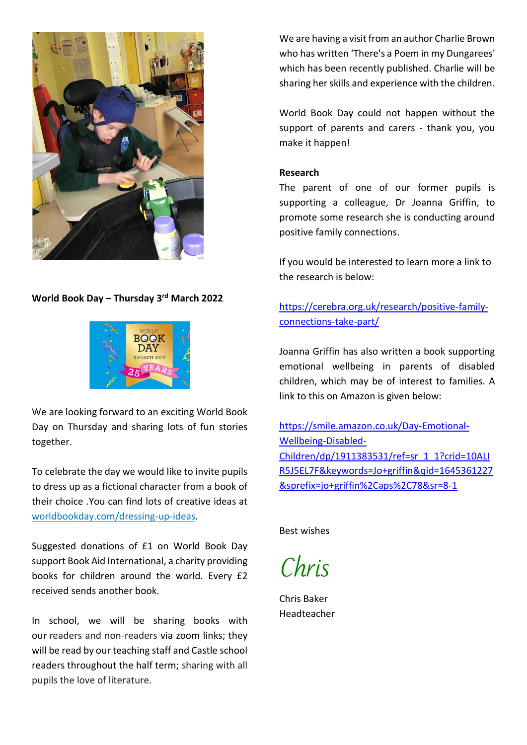**World Book Day – Thursday 3rd March 2022**

We are looking forward to an exciting World Book Day on Thursday and sharing lots of fun stories together.

To celebrate the day we would like to invite pupils to dress up as a fictional character from a book of their choice .You can find lots of creative ideas at worldbookday.com/dressing-up-ideas.

Suggested donations of £1 on World Book Day support Book Aid International, a charity providing books for children around the world. Every £2 received sends another book.

In school, we will be sharing books with our readers and non-readers via zoom links; they will be read by our teaching staff and Castle school readers throughout the half term; sharing with all pupils the love of literature.

We are having a visit from an author Charlie Brown who has written 'There's a Poem in my Dungarees' which has been recently published. Charlie will be sharing her skills and experience with the children.

World Book Day could not happen without the support of parents and carers - thank you, you make it happen!

**Research**

The parent of one of our former pupils is supporting a colleague, Dr Joanna Griffin, to promote some research she is conducting around positive family connections.

If you would be interested to learn more a link to the research is below:

https://cerebra.org.uk/research/positive-family-connections-take-part/

Joanna Griffin has also written a book supporting emotional wellbeing in parents of disabled children, which may be of interest to families. A link to this on Amazon is given below:

https://smile.amazon.co.uk/Day-Emotional-Wellbeing-Disabled-Children/dp/1911383531/ref=sr_1_1?crid=10ALIR5J5EL7F&keywords=Jo+griffin&qid=1645361227&sprefix=jo+griffin%2Caps%2C78&sr=8-1

Best wishes

*Chris*

Chris Baker
Headteacher